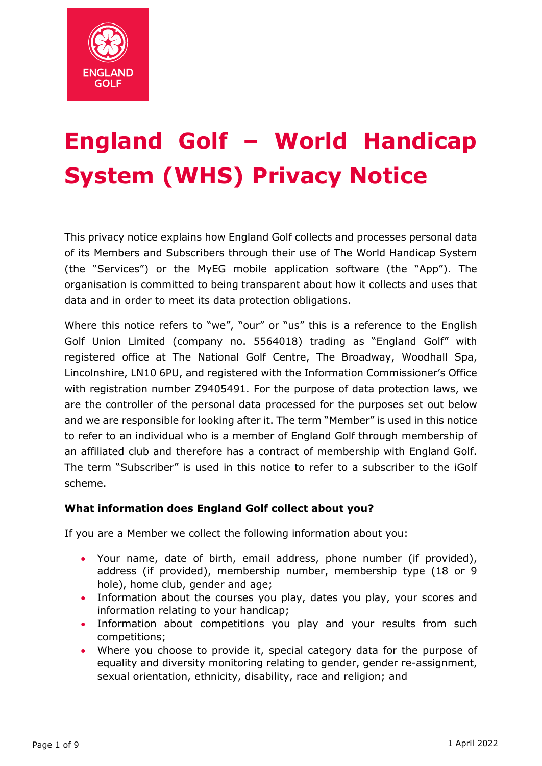# England Golf – World Handicap System (WHS) Privacy Notice

This privacy notice explains how England Golf collects and processes personal data of its Members and Subscribers through their use of The World Handicap System (the "Services") or the MyEG mobile application software (the "App"). The organisation is committed to being transparent about how it collects and uses that data and in order to meet its data protection obligations.

Where this notice refers to "we", "our" or "us" this is a reference to the English Golf Union Limited (company no. 5564018) trading as "England Golf" with registered office at The National Golf Centre, The Broadway, Woodhall Spa, Lincolnshire, LN10 6PU, and registered with the Information Commissioner's Office with registration number Z9405491. For the purpose of data protection laws, we are the controller of the personal data processed for the purposes set out below and we are responsible for looking after it. The term "Member" is used in this notice to refer to an individual who is a member of England Golf through membership of an affiliated club and therefore has a contract of membership with England Golf. The term "Subscriber" is used in this notice to refer to a subscriber to the iGolf scheme.

**What information does England Golf collect about you?**

If you are a Member we collect the following information about you:

- Your name, date of birth, email address, phone number (if provided), address (if provided), membership number, membership type (18 or 9 hole), home club, gender and age;
- Information about the courses you play, dates you play, your scores and information relating to your handicap;
- Information about competitions you play and your results from such competitions;
- Where you choose to provide it, special category data for the purpose of equality and diversity monitoring relating to gender, gender re-assignment, sexual orientation, ethnicity, disability, race and religion; and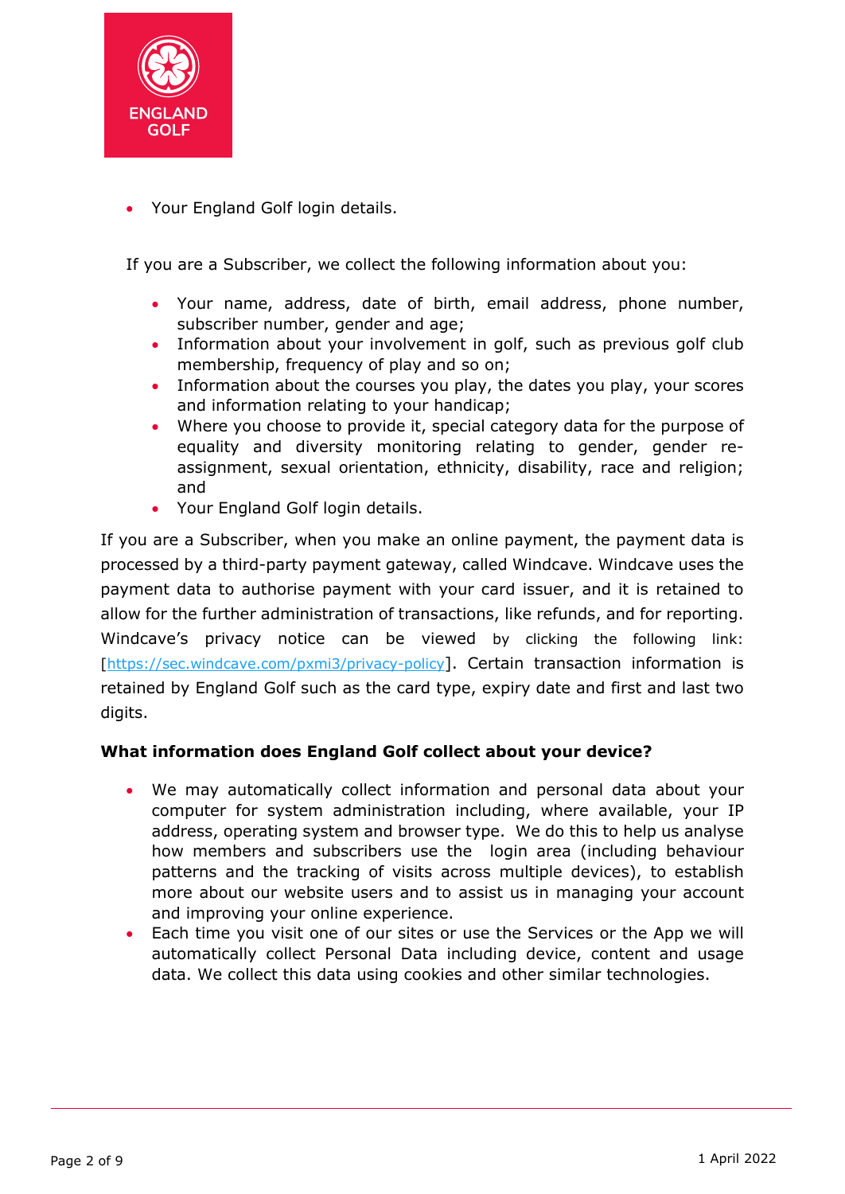- Your England Golf login details.

If you are a Subscriber, we collect the following information about you:

- Your name, address, date of birth, email address, phone number, subscriber number, gender and age;
- Information about your involvement in golf, such as previous golf club membership, frequency of play and so on;
- Information about the courses you play, the dates you play, your scores and information relating to your handicap;
- Where you choose to provide it, special category data for the purpose of equality and diversity monitoring relating to gender, gender re-assignment, sexual orientation, ethnicity, disability, race and religion; and
- Your England Golf login details.

If you are a Subscriber, when you make an online payment, the payment data is processed by a third-party payment gateway, called Windcave. Windcave uses the payment data to authorise payment with your card issuer, and it is retained to allow for the further administration of transactions, like refunds, and for reporting. Windcave's privacy notice can be viewed by clicking the following link: [https://sec.windcave.com/pxmi3/privacy-policy]. Certain transaction information is retained by England Golf such as the card type, expiry date and first and last two digits.

**What information does England Golf collect about your device?**

- We may automatically collect information and personal data about your computer for system administration including, where available, your IP address, operating system and browser type. We do this to help us analyse how members and subscribers use the login area (including behaviour patterns and the tracking of visits across multiple devices), to establish more about our website users and to assist us in managing your account and improving your online experience.
- Each time you visit one of our sites or use the Services or the App we will automatically collect Personal Data including device, content and usage data. We collect this data using cookies and other similar technologies.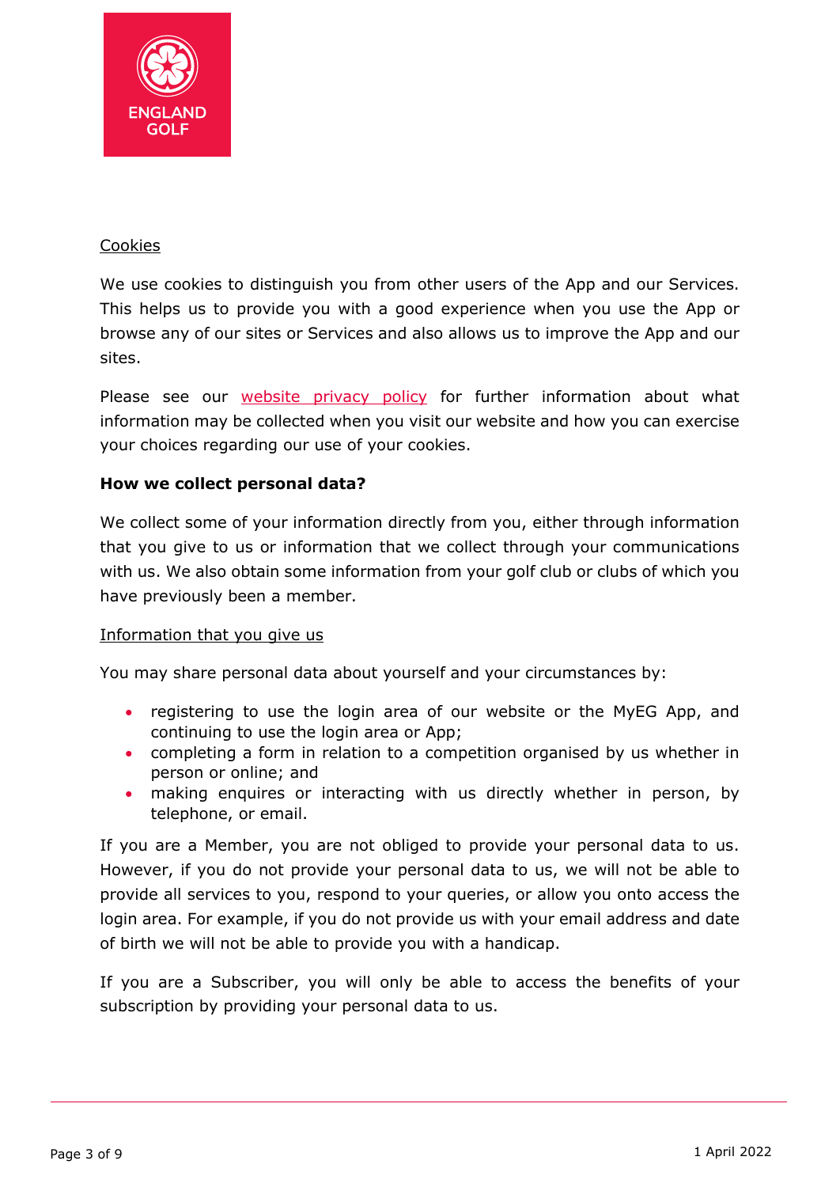Cookies

We use cookies to distinguish you from other users of the App and our Services. This helps us to provide you with a good experience when you use the App or browse any of our sites or Services and also allows us to improve the App and our sites.

Please see our website privacy policy for further information about what information may be collected when you visit our website and how you can exercise your choices regarding our use of your cookies.

**How we collect personal data?**

We collect some of your information directly from you, either through information that you give to us or information that we collect through your communications with us. We also obtain some information from your golf club or clubs of which you have previously been a member.

Information that you give us

You may share personal data about yourself and your circumstances by:

- registering to use the login area of our website or the MyEG App, and continuing to use the login area or App;
- completing a form in relation to a competition organised by us whether in person or online; and
- making enquires or interacting with us directly whether in person, by telephone, or email.

If you are a Member, you are not obliged to provide your personal data to us. However, if you do not provide your personal data to us, we will not be able to provide all services to you, respond to your queries, or allow you onto access the login area. For example, if you do not provide us with your email address and date of birth we will not be able to provide you with a handicap.

If you are a Subscriber, you will only be able to access the benefits of your subscription by providing your personal data to us.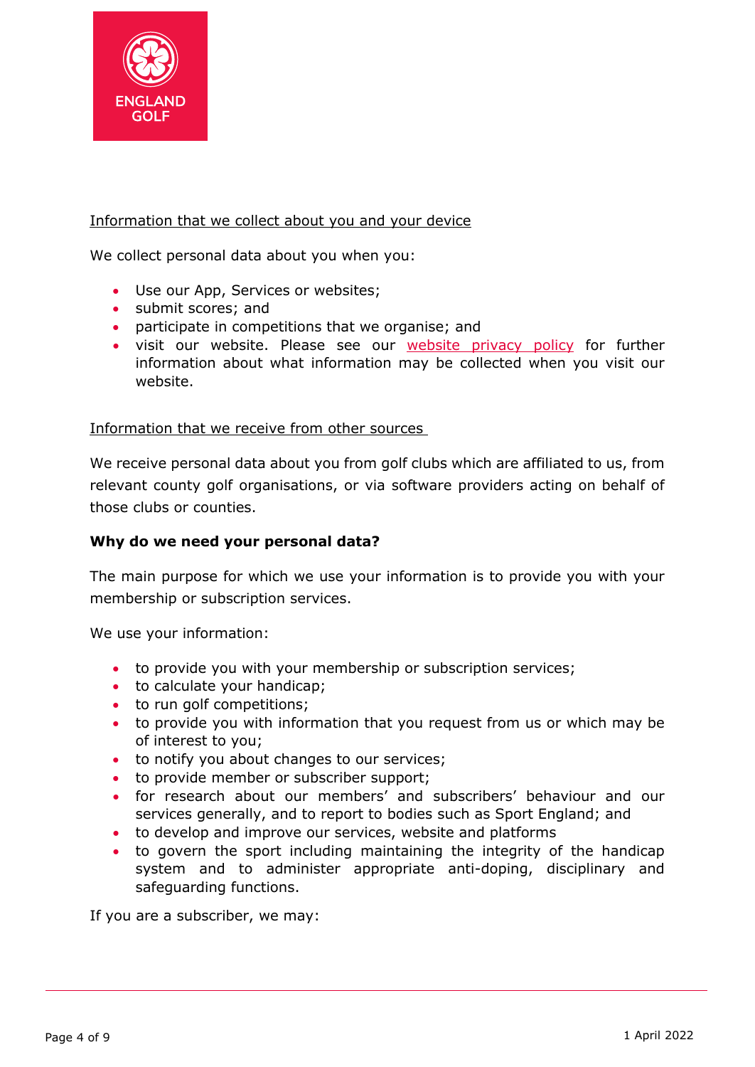Information that we collect about you and your device

We collect personal data about you when you:

- Use our App, Services or websites;
- submit scores; and
- participate in competitions that we organise; and
- visit our website. Please see our website privacy policy for further information about what information may be collected when you visit our website.

Information that we receive from other sources

We receive personal data about you from golf clubs which are affiliated to us, from relevant county golf organisations, or via software providers acting on behalf of those clubs or counties.

**Why do we need your personal data?**

The main purpose for which we use your information is to provide you with your membership or subscription services.

We use your information:

- to provide you with your membership or subscription services;
- to calculate your handicap;
- to run golf competitions;
- to provide you with information that you request from us or which may be of interest to you;
- to notify you about changes to our services;
- to provide member or subscriber support;
- for research about our members' and subscribers' behaviour and our services generally, and to report to bodies such as Sport England; and
- to develop and improve our services, website and platforms
- to govern the sport including maintaining the integrity of the handicap system and to administer appropriate anti-doping, disciplinary and safeguarding functions.

If you are a subscriber, we may: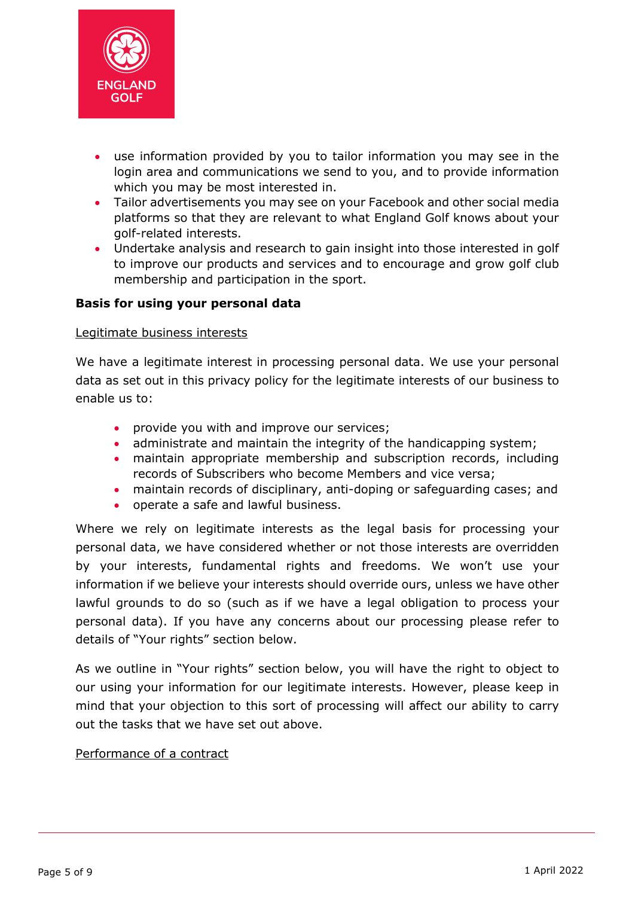- use information provided by you to tailor information you may see in the login area and communications we send to you, and to provide information which you may be most interested in.
- Tailor advertisements you may see on your Facebook and other social media platforms so that they are relevant to what England Golf knows about your golf-related interests.
- Undertake analysis and research to gain insight into those interested in golf to improve our products and services and to encourage and grow golf club membership and participation in the sport.

**Basis for using your personal data**

Legitimate business interests

We have a legitimate interest in processing personal data. We use your personal data as set out in this privacy policy for the legitimate interests of our business to enable us to:

- provide you with and improve our services;
- administrate and maintain the integrity of the handicapping system;
- maintain appropriate membership and subscription records, including records of Subscribers who become Members and vice versa;
- maintain records of disciplinary, anti-doping or safeguarding cases; and
- operate a safe and lawful business.

Where we rely on legitimate interests as the legal basis for processing your personal data, we have considered whether or not those interests are overridden by your interests, fundamental rights and freedoms. We won't use your information if we believe your interests should override ours, unless we have other lawful grounds to do so (such as if we have a legal obligation to process your personal data). If you have any concerns about our processing please refer to details of "Your rights" section below.

As we outline in "Your rights" section below, you will have the right to object to our using your information for our legitimate interests. However, please keep in mind that your objection to this sort of processing will affect our ability to carry out the tasks that we have set out above.

Performance of a contract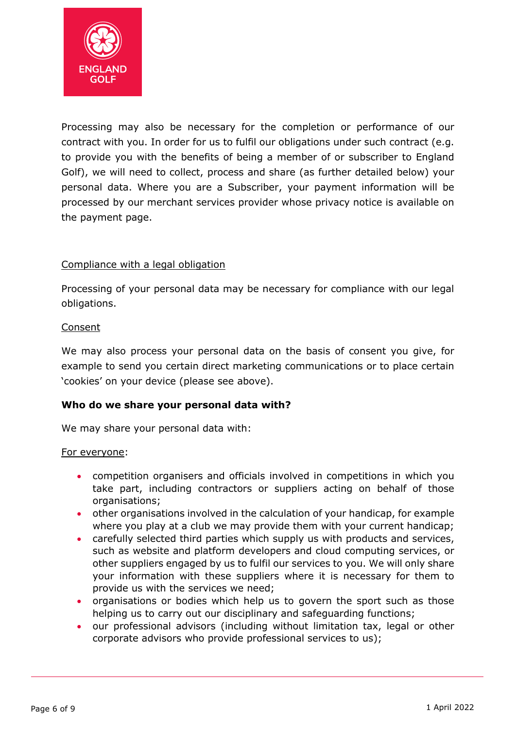Processing may also be necessary for the completion or performance of our contract with you. In order for us to fulfil our obligations under such contract (e.g. to provide you with the benefits of being a member of or subscriber to England Golf), we will need to collect, process and share (as further detailed below) your personal data. Where you are a Subscriber, your payment information will be processed by our merchant services provider whose privacy notice is available on the payment page.

Compliance with a legal obligation

Processing of your personal data may be necessary for compliance with our legal obligations.

Consent

We may also process your personal data on the basis of consent you give, for example to send you certain direct marketing communications or to place certain 'cookies' on your device (please see above).

**Who do we share your personal data with?**

We may share your personal data with:

For everyone:

- competition organisers and officials involved in competitions in which you take part, including contractors or suppliers acting on behalf of those organisations;
- other organisations involved in the calculation of your handicap, for example where you play at a club we may provide them with your current handicap;
- carefully selected third parties which supply us with products and services, such as website and platform developers and cloud computing services, or other suppliers engaged by us to fulfil our services to you. We will only share your information with these suppliers where it is necessary for them to provide us with the services we need;
- organisations or bodies which help us to govern the sport such as those helping us to carry out our disciplinary and safeguarding functions;
- our professional advisors (including without limitation tax, legal or other corporate advisors who provide professional services to us);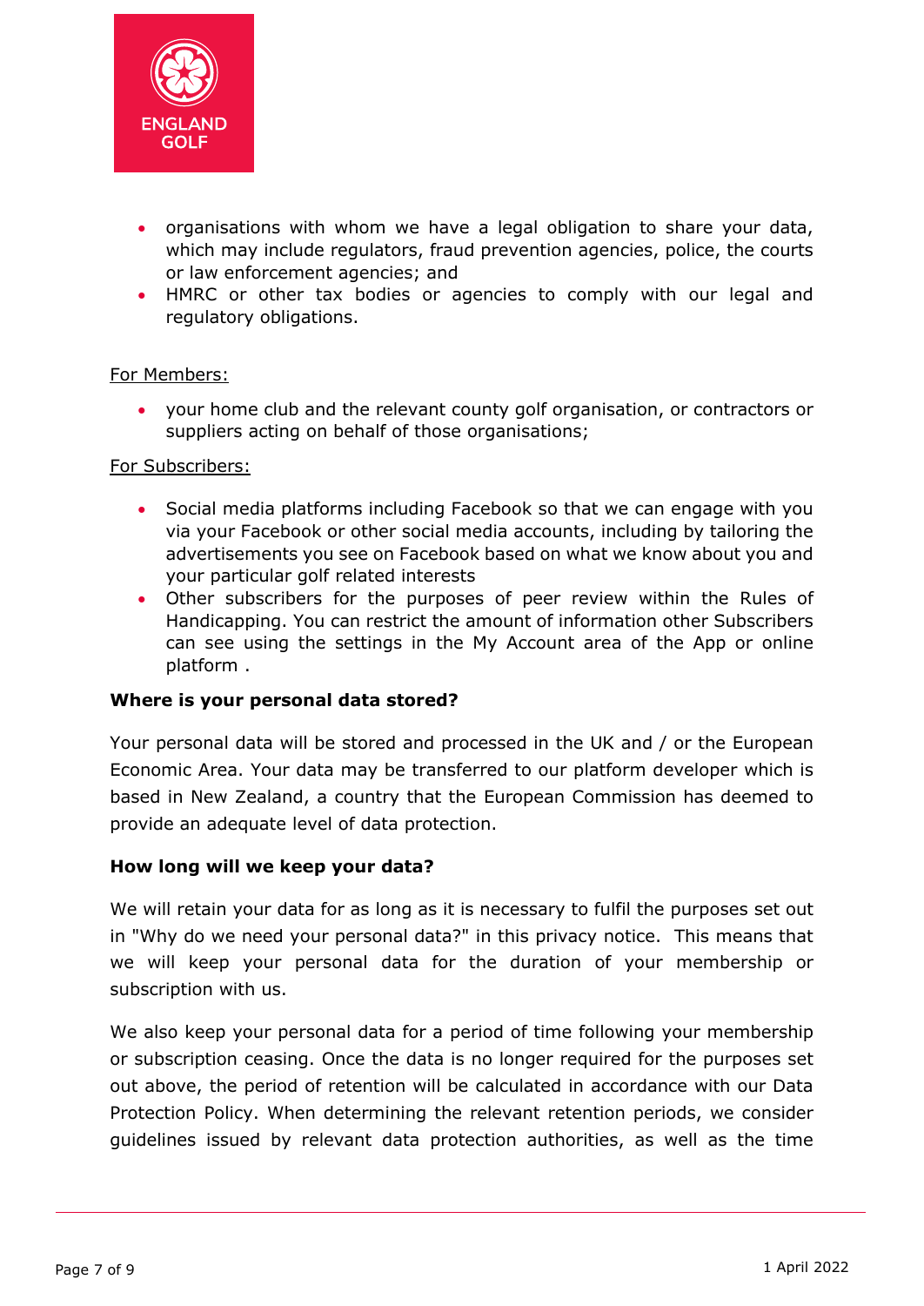- organisations with whom we have a legal obligation to share your data, which may include regulators, fraud prevention agencies, police, the courts or law enforcement agencies; and
- HMRC or other tax bodies or agencies to comply with our legal and regulatory obligations.

For Members:

- your home club and the relevant county golf organisation, or contractors or suppliers acting on behalf of those organisations;

For Subscribers:

- Social media platforms including Facebook so that we can engage with you via your Facebook or other social media accounts, including by tailoring the advertisements you see on Facebook based on what we know about you and your particular golf related interests
- Other subscribers for the purposes of peer review within the Rules of Handicapping. You can restrict the amount of information other Subscribers can see using the settings in the My Account area of the App or online platform .

**Where is your personal data stored?**

Your personal data will be stored and processed in the UK and / or the European Economic Area. Your data may be transferred to our platform developer which is based in New Zealand, a country that the European Commission has deemed to provide an adequate level of data protection.

**How long will we keep your data?**

We will retain your data for as long as it is necessary to fulfil the purposes set out in "Why do we need your personal data?" in this privacy notice. This means that we will keep your personal data for the duration of your membership or subscription with us.

We also keep your personal data for a period of time following your membership or subscription ceasing. Once the data is no longer required for the purposes set out above, the period of retention will be calculated in accordance with our Data Protection Policy. When determining the relevant retention periods, we consider guidelines issued by relevant data protection authorities, as well as the time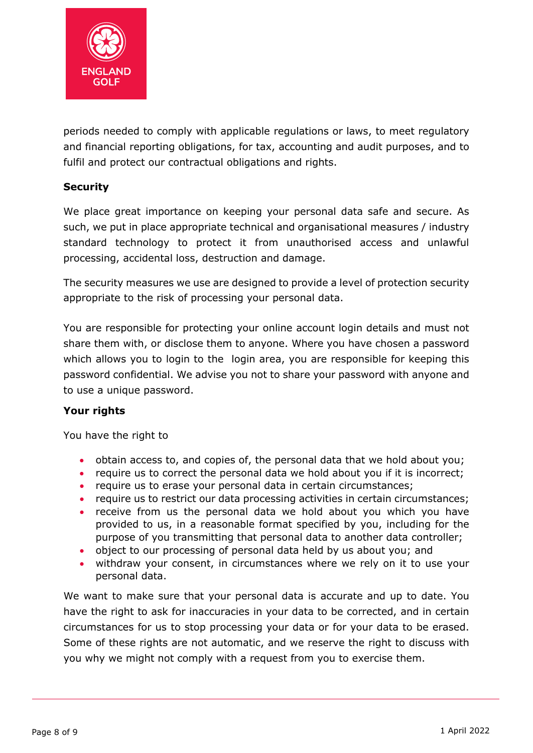periods needed to comply with applicable regulations or laws, to meet regulatory and financial reporting obligations, for tax, accounting and audit purposes, and to fulfil and protect our contractual obligations and rights.

**Security**

We place great importance on keeping your personal data safe and secure. As such, we put in place appropriate technical and organisational measures / industry standard technology to protect it from unauthorised access and unlawful processing, accidental loss, destruction and damage.

The security measures we use are designed to provide a level of protection security appropriate to the risk of processing your personal data.

You are responsible for protecting your online account login details and must not share them with, or disclose them to anyone. Where you have chosen a password which allows you to login to the  login area, you are responsible for keeping this password confidential. We advise you not to share your password with anyone and to use a unique password.

**Your rights**

You have the right to

- obtain access to, and copies of, the personal data that we hold about you;
- require us to correct the personal data we hold about you if it is incorrect;
- require us to erase your personal data in certain circumstances;
- require us to restrict our data processing activities in certain circumstances;
- receive from us the personal data we hold about you which you have provided to us, in a reasonable format specified by you, including for the purpose of you transmitting that personal data to another data controller;
- object to our processing of personal data held by us about you; and
- withdraw your consent, in circumstances where we rely on it to use your personal data.

We want to make sure that your personal data is accurate and up to date. You have the right to ask for inaccuracies in your data to be corrected, and in certain circumstances for us to stop processing your data or for your data to be erased. Some of these rights are not automatic, and we reserve the right to discuss with you why we might not comply with a request from you to exercise them.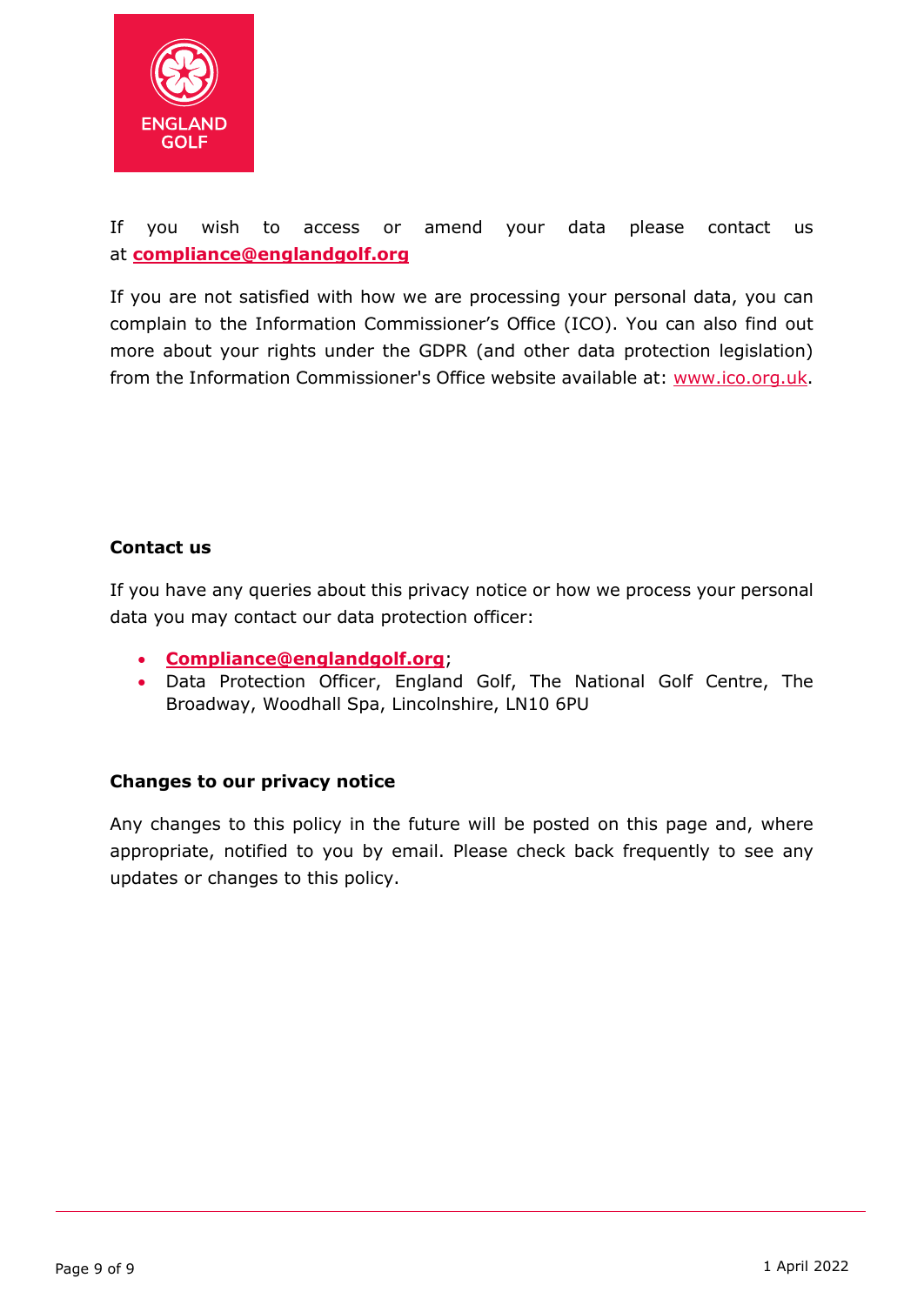If you wish to access or amend your data please contact us at **compliance@englandgolf.org**

If you are not satisfied with how we are processing your personal data, you can complain to the Information Commissioner's Office (ICO). You can also find out more about your rights under the GDPR (and other data protection legislation) from the Information Commissioner's Office website available at: www.ico.org.uk.

**Contact us**

If you have any queries about this privacy notice or how we process your personal data you may contact our data protection officer:

- **Compliance@englandgolf.org**;
- Data Protection Officer, England Golf, The National Golf Centre, The Broadway, Woodhall Spa, Lincolnshire, LN10 6PU

**Changes to our privacy notice**

Any changes to this policy in the future will be posted on this page and, where appropriate, notified to you by email. Please check back frequently to see any updates or changes to this policy.